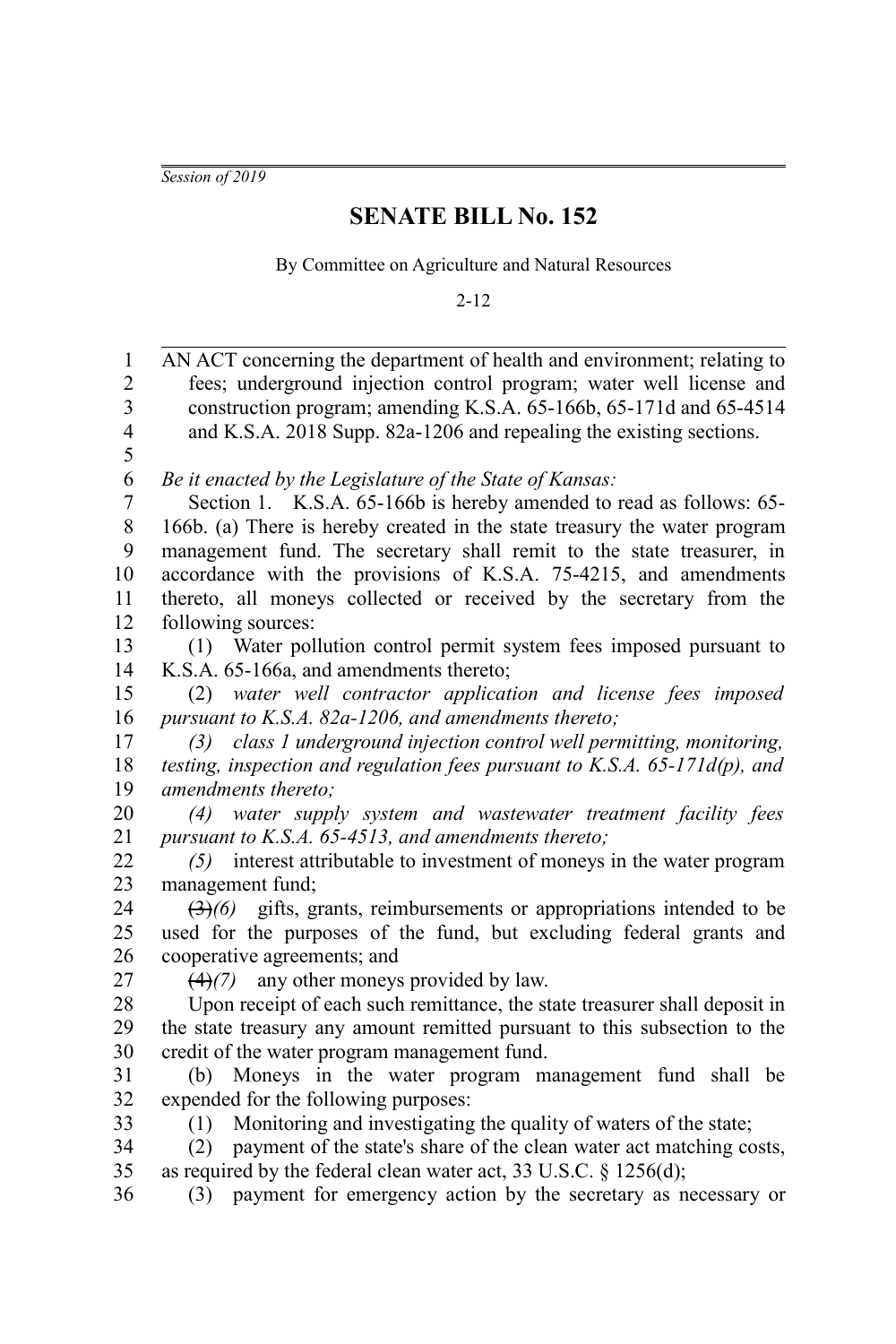*Session of 2019*

# SENATE BILL No. 152

By Committee on Agriculture and Natural Resources

2-12

AN ACT concerning the department of health and environment; relating to fees; underground injection control program; water well license and construction program; amending K.S.A. 65-166b, 65-171d and 65-4514 and K.S.A. 2018 Supp. 82a-1206 and repealing the existing sections.

*Be it enacted by the Legislature of the State of Kansas:*

Section 1. K.S.A. 65-166b is hereby amended to read as follows: 65-166b. (a) There is hereby created in the state treasury the water program management fund. The secretary shall remit to the state treasurer, in accordance with the provisions of K.S.A. 75-4215, and amendments thereto, all moneys collected or received by the secretary from the following sources:

(1) Water pollution control permit system fees imposed pursuant to K.S.A. 65-166a, and amendments thereto;

(2) *water well contractor application and license fees imposed pursuant to K.S.A. 82a-1206, and amendments thereto;*

*(3) class 1 underground injection control well permitting, monitoring, testing, inspection and regulation fees pursuant to K.S.A. 65-171d(p), and amendments thereto;*

*(4) water supply system and wastewater treatment facility fees pursuant to K.S.A. 65-4513, and amendments thereto;*

*(5)* interest attributable to investment of moneys in the water program management fund;

~~(3)~~*(6)* gifts, grants, reimbursements or appropriations intended to be used for the purposes of the fund, but excluding federal grants and cooperative agreements; and

~~(4)~~*(7)* any other moneys provided by law.

Upon receipt of each such remittance, the state treasurer shall deposit in the state treasury any amount remitted pursuant to this subsection to the credit of the water program management fund.

(b) Moneys in the water program management fund shall be expended for the following purposes:

(1) Monitoring and investigating the quality of waters of the state;

(2) payment of the state's share of the clean water act matching costs, as required by the federal clean water act, 33 U.S.C. § 1256(d);

(3) payment for emergency action by the secretary as necessary or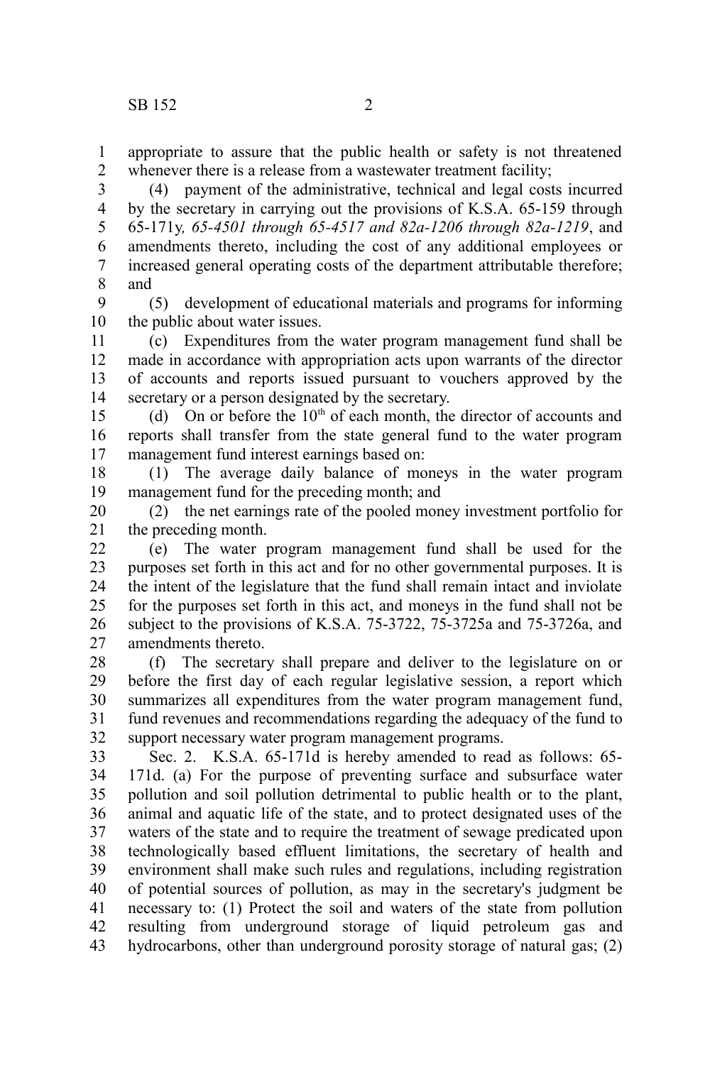appropriate to assure that the public health or safety is not threatened whenever there is a release from a wastewater treatment facility;

(4) payment of the administrative, technical and legal costs incurred by the secretary in carrying out the provisions of K.S.A. 65-159 through 65-171y*, 65-4501 through 65-4517 and 82a-1206 through 82a-1219*, and amendments thereto, including the cost of any additional employees or increased general operating costs of the department attributable therefore; and

(5) development of educational materials and programs for informing the public about water issues.

(c) Expenditures from the water program management fund shall be made in accordance with appropriation acts upon warrants of the director of accounts and reports issued pursuant to vouchers approved by the secretary or a person designated by the secretary.

(d) On or before the 10th of each month, the director of accounts and reports shall transfer from the state general fund to the water program management fund interest earnings based on:

(1) The average daily balance of moneys in the water program management fund for the preceding month; and

(2) the net earnings rate of the pooled money investment portfolio for the preceding month.

(e) The water program management fund shall be used for the purposes set forth in this act and for no other governmental purposes. It is the intent of the legislature that the fund shall remain intact and inviolate for the purposes set forth in this act, and moneys in the fund shall not be subject to the provisions of K.S.A. 75-3722, 75-3725a and 75-3726a, and amendments thereto.

(f) The secretary shall prepare and deliver to the legislature on or before the first day of each regular legislative session, a report which summarizes all expenditures from the water program management fund, fund revenues and recommendations regarding the adequacy of the fund to support necessary water program management programs.

Sec. 2. K.S.A. 65-171d is hereby amended to read as follows: 65-171d. (a) For the purpose of preventing surface and subsurface water pollution and soil pollution detrimental to public health or to the plant, animal and aquatic life of the state, and to protect designated uses of the waters of the state and to require the treatment of sewage predicated upon technologically based effluent limitations, the secretary of health and environment shall make such rules and regulations, including registration of potential sources of pollution, as may in the secretary's judgment be necessary to: (1) Protect the soil and waters of the state from pollution resulting from underground storage of liquid petroleum gas and hydrocarbons, other than underground porosity storage of natural gas; (2)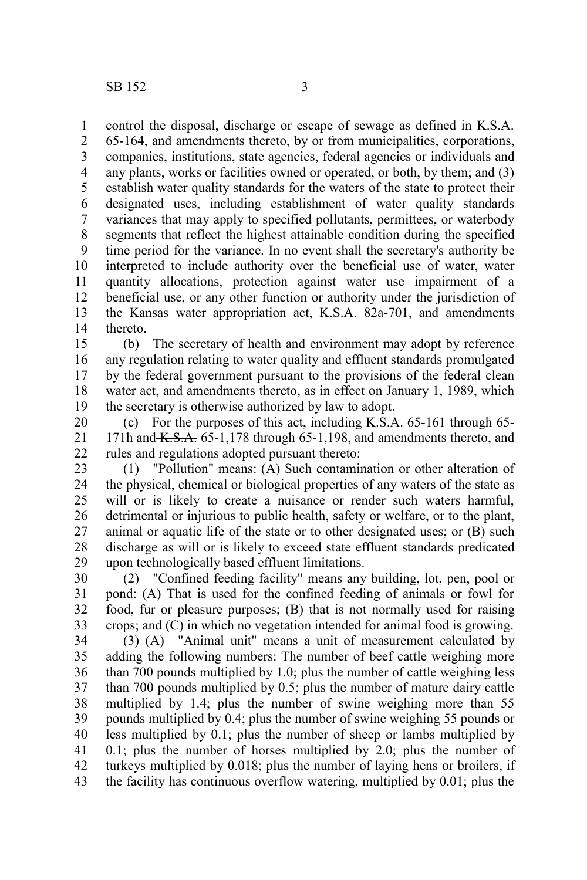control the disposal, discharge or escape of sewage as defined in K.S.A. 65-164, and amendments thereto, by or from municipalities, corporations, companies, institutions, state agencies, federal agencies or individuals and any plants, works or facilities owned or operated, or both, by them; and (3) establish water quality standards for the waters of the state to protect their designated uses, including establishment of water quality standards variances that may apply to specified pollutants, permittees, or waterbody segments that reflect the highest attainable condition during the specified time period for the variance. In no event shall the secretary's authority be interpreted to include authority over the beneficial use of water, water quantity allocations, protection against water use impairment of a beneficial use, or any other function or authority under the jurisdiction of the Kansas water appropriation act, K.S.A. 82a-701, and amendments thereto.

(b) The secretary of health and environment may adopt by reference any regulation relating to water quality and effluent standards promulgated by the federal government pursuant to the provisions of the federal clean water act, and amendments thereto, as in effect on January 1, 1989, which the secretary is otherwise authorized by law to adopt.

(c) For the purposes of this act, including K.S.A. 65-161 through 65-171h and ~~K.S.A.~~ 65-1,178 through 65-1,198, and amendments thereto, and rules and regulations adopted pursuant thereto:

(1) "Pollution" means: (A) Such contamination or other alteration of the physical, chemical or biological properties of any waters of the state as will or is likely to create a nuisance or render such waters harmful, detrimental or injurious to public health, safety or welfare, or to the plant, animal or aquatic life of the state or to other designated uses; or (B) such discharge as will or is likely to exceed state effluent standards predicated upon technologically based effluent limitations.

(2) "Confined feeding facility" means any building, lot, pen, pool or pond: (A) That is used for the confined feeding of animals or fowl for food, fur or pleasure purposes; (B) that is not normally used for raising crops; and (C) in which no vegetation intended for animal food is growing.

(3) (A) "Animal unit" means a unit of measurement calculated by adding the following numbers: The number of beef cattle weighing more than 700 pounds multiplied by 1.0; plus the number of cattle weighing less than 700 pounds multiplied by 0.5; plus the number of mature dairy cattle multiplied by 1.4; plus the number of swine weighing more than 55 pounds multiplied by 0.4; plus the number of swine weighing 55 pounds or less multiplied by 0.1; plus the number of sheep or lambs multiplied by 0.1; plus the number of horses multiplied by 2.0; plus the number of turkeys multiplied by 0.018; plus the number of laying hens or broilers, if the facility has continuous overflow watering, multiplied by 0.01; plus the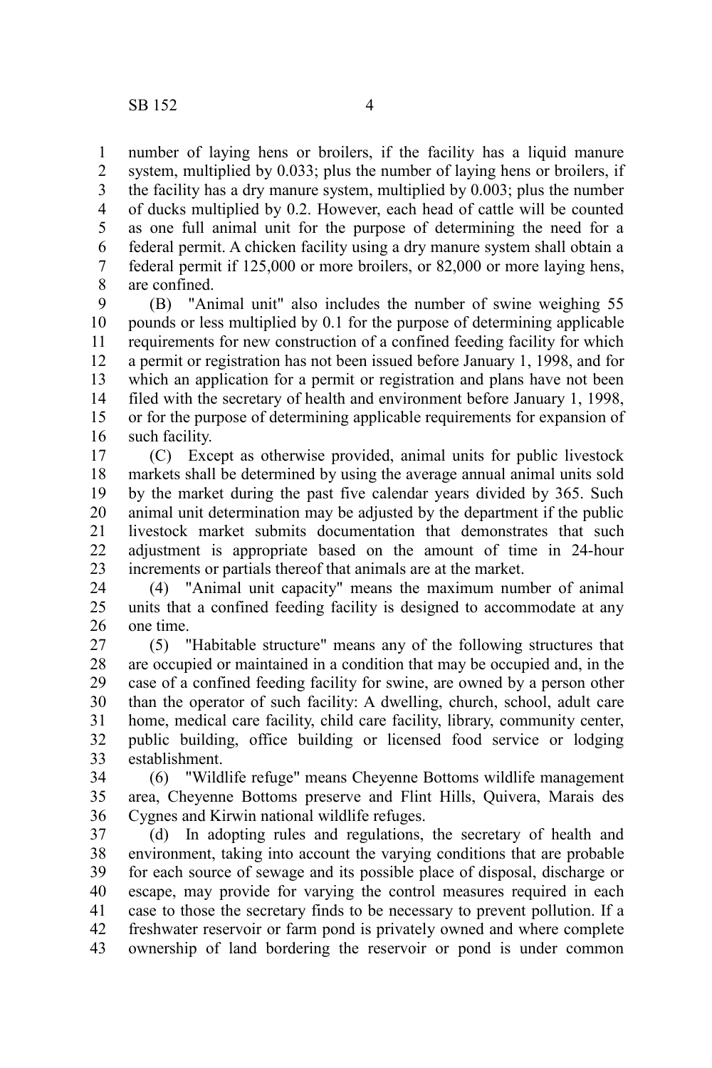number of laying hens or broilers, if the facility has a liquid manure system, multiplied by 0.033; plus the number of laying hens or broilers, if the facility has a dry manure system, multiplied by 0.003; plus the number of ducks multiplied by 0.2. However, each head of cattle will be counted as one full animal unit for the purpose of determining the need for a federal permit. A chicken facility using a dry manure system shall obtain a federal permit if 125,000 or more broilers, or 82,000 or more laying hens, are confined.

(B) "Animal unit" also includes the number of swine weighing 55 pounds or less multiplied by 0.1 for the purpose of determining applicable requirements for new construction of a confined feeding facility for which a permit or registration has not been issued before January 1, 1998, and for which an application for a permit or registration and plans have not been filed with the secretary of health and environment before January 1, 1998, or for the purpose of determining applicable requirements for expansion of such facility.

(C) Except as otherwise provided, animal units for public livestock markets shall be determined by using the average annual animal units sold by the market during the past five calendar years divided by 365. Such animal unit determination may be adjusted by the department if the public livestock market submits documentation that demonstrates that such adjustment is appropriate based on the amount of time in 24-hour increments or partials thereof that animals are at the market.

(4) "Animal unit capacity" means the maximum number of animal units that a confined feeding facility is designed to accommodate at any one time.

(5) "Habitable structure" means any of the following structures that are occupied or maintained in a condition that may be occupied and, in the case of a confined feeding facility for swine, are owned by a person other than the operator of such facility: A dwelling, church, school, adult care home, medical care facility, child care facility, library, community center, public building, office building or licensed food service or lodging establishment.

(6) "Wildlife refuge" means Cheyenne Bottoms wildlife management area, Cheyenne Bottoms preserve and Flint Hills, Quivera, Marais des Cygnes and Kirwin national wildlife refuges.

(d) In adopting rules and regulations, the secretary of health and environment, taking into account the varying conditions that are probable for each source of sewage and its possible place of disposal, discharge or escape, may provide for varying the control measures required in each case to those the secretary finds to be necessary to prevent pollution. If a freshwater reservoir or farm pond is privately owned and where complete ownership of land bordering the reservoir or pond is under common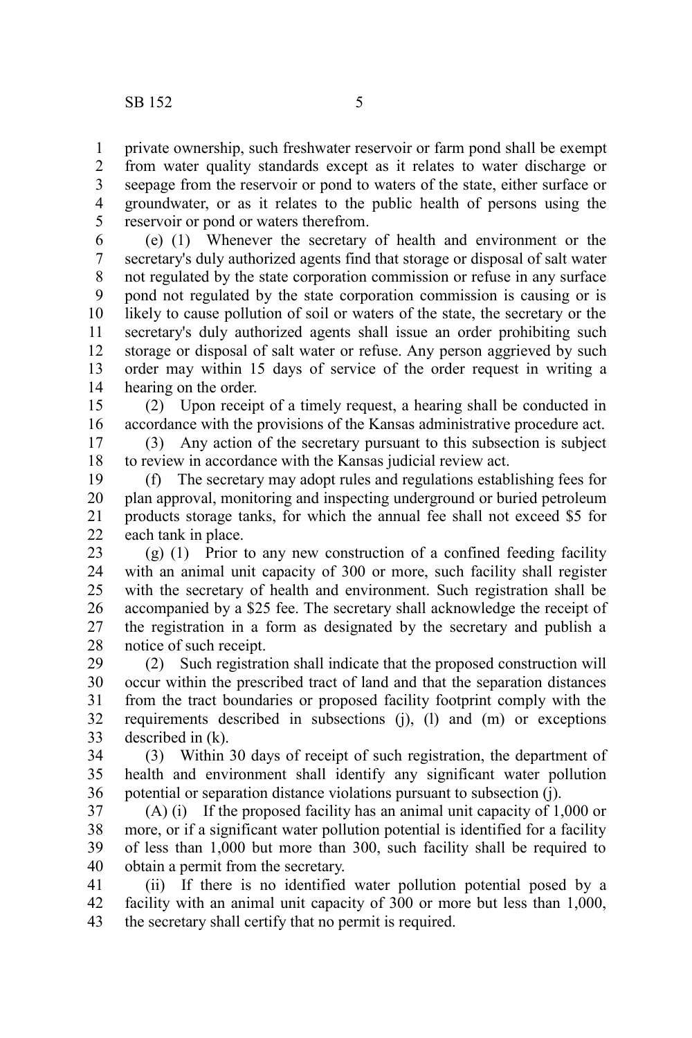private ownership, such freshwater reservoir or farm pond shall be exempt from water quality standards except as it relates to water discharge or seepage from the reservoir or pond to waters of the state, either surface or groundwater, or as it relates to the public health of persons using the reservoir or pond or waters therefrom.

(e) (1) Whenever the secretary of health and environment or the secretary's duly authorized agents find that storage or disposal of salt water not regulated by the state corporation commission or refuse in any surface pond not regulated by the state corporation commission is causing or is likely to cause pollution of soil or waters of the state, the secretary or the secretary's duly authorized agents shall issue an order prohibiting such storage or disposal of salt water or refuse. Any person aggrieved by such order may within 15 days of service of the order request in writing a hearing on the order.

(2) Upon receipt of a timely request, a hearing shall be conducted in accordance with the provisions of the Kansas administrative procedure act.

(3) Any action of the secretary pursuant to this subsection is subject to review in accordance with the Kansas judicial review act.

(f) The secretary may adopt rules and regulations establishing fees for plan approval, monitoring and inspecting underground or buried petroleum products storage tanks, for which the annual fee shall not exceed $5 for each tank in place.

(g) (1) Prior to any new construction of a confined feeding facility with an animal unit capacity of 300 or more, such facility shall register with the secretary of health and environment. Such registration shall be accompanied by a $25 fee. The secretary shall acknowledge the receipt of the registration in a form as designated by the secretary and publish a notice of such receipt.

(2) Such registration shall indicate that the proposed construction will occur within the prescribed tract of land and that the separation distances from the tract boundaries or proposed facility footprint comply with the requirements described in subsections (j), (l) and (m) or exceptions described in (k).

(3) Within 30 days of receipt of such registration, the department of health and environment shall identify any significant water pollution potential or separation distance violations pursuant to subsection (j).

(A) (i) If the proposed facility has an animal unit capacity of 1,000 or more, or if a significant water pollution potential is identified for a facility of less than 1,000 but more than 300, such facility shall be required to obtain a permit from the secretary.

(ii) If there is no identified water pollution potential posed by a facility with an animal unit capacity of 300 or more but less than 1,000, the secretary shall certify that no permit is required.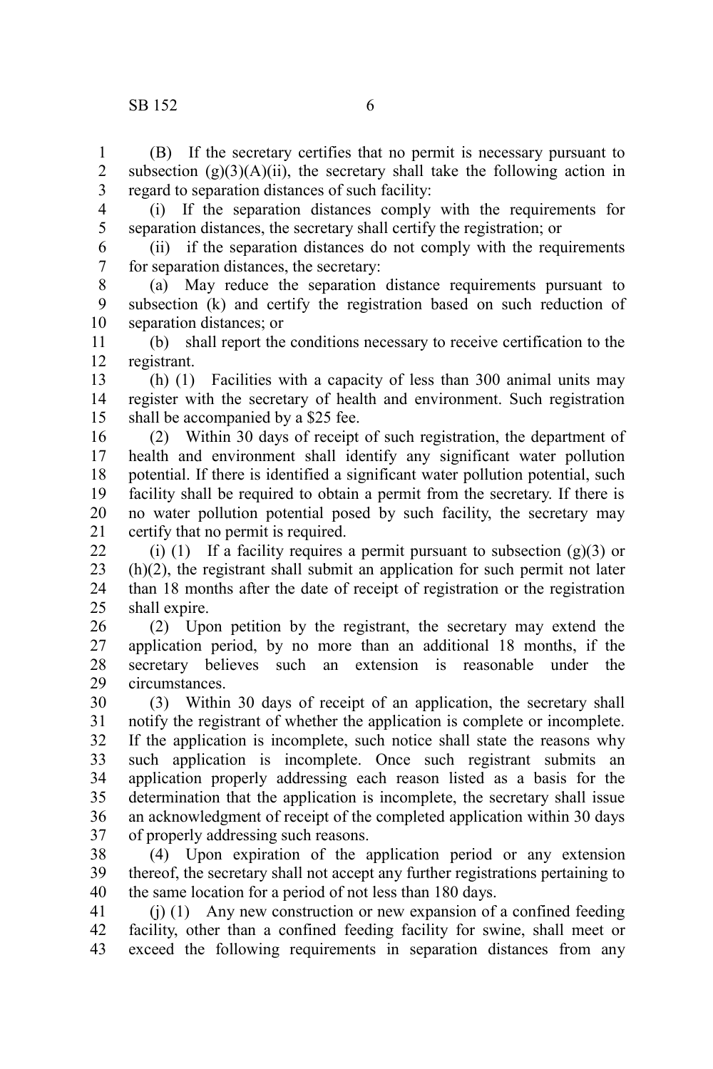(B) If the secretary certifies that no permit is necessary pursuant to subsection (g)(3)(A)(ii), the secretary shall take the following action in regard to separation distances of such facility:

(i) If the separation distances comply with the requirements for separation distances, the secretary shall certify the registration; or

(ii) if the separation distances do not comply with the requirements for separation distances, the secretary:

(a) May reduce the separation distance requirements pursuant to subsection (k) and certify the registration based on such reduction of separation distances; or

(b) shall report the conditions necessary to receive certification to the registrant.

(h) (1) Facilities with a capacity of less than 300 animal units may register with the secretary of health and environment. Such registration shall be accompanied by a $25 fee.

(2) Within 30 days of receipt of such registration, the department of health and environment shall identify any significant water pollution potential. If there is identified a significant water pollution potential, such facility shall be required to obtain a permit from the secretary. If there is no water pollution potential posed by such facility, the secretary may certify that no permit is required.

(i) (1) If a facility requires a permit pursuant to subsection (g)(3) or (h)(2), the registrant shall submit an application for such permit not later than 18 months after the date of receipt of registration or the registration shall expire.

(2) Upon petition by the registrant, the secretary may extend the application period, by no more than an additional 18 months, if the secretary believes such an extension is reasonable under the circumstances.

(3) Within 30 days of receipt of an application, the secretary shall notify the registrant of whether the application is complete or incomplete. If the application is incomplete, such notice shall state the reasons why such application is incomplete. Once such registrant submits an application properly addressing each reason listed as a basis for the determination that the application is incomplete, the secretary shall issue an acknowledgment of receipt of the completed application within 30 days of properly addressing such reasons.

(4) Upon expiration of the application period or any extension thereof, the secretary shall not accept any further registrations pertaining to the same location for a period of not less than 180 days.

(j) (1) Any new construction or new expansion of a confined feeding facility, other than a confined feeding facility for swine, shall meet or exceed the following requirements in separation distances from any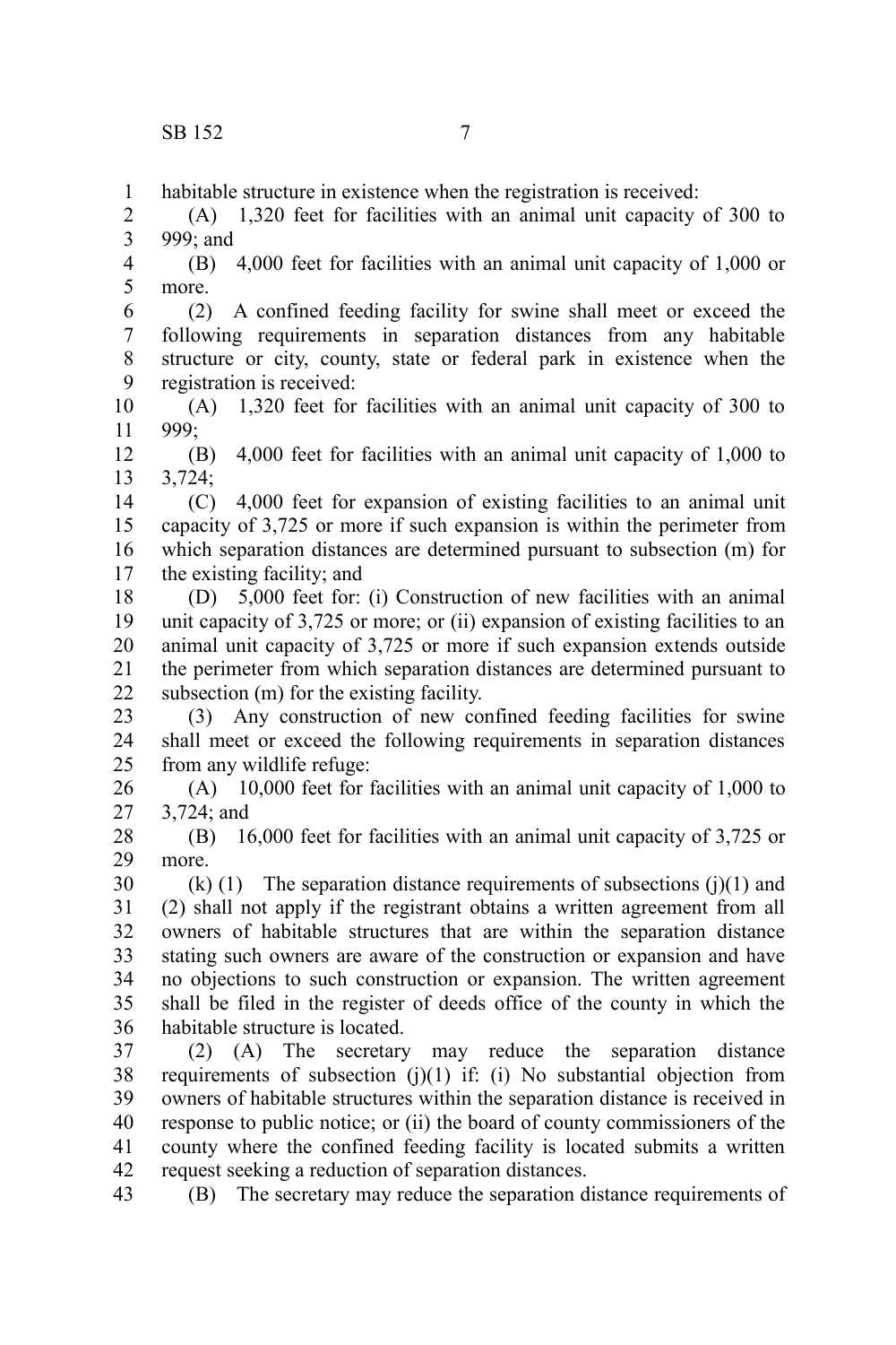habitable structure in existence when the registration is received:

(A) 1,320 feet for facilities with an animal unit capacity of 300 to 999; and

(B) 4,000 feet for facilities with an animal unit capacity of 1,000 or more.

(2) A confined feeding facility for swine shall meet or exceed the following requirements in separation distances from any habitable structure or city, county, state or federal park in existence when the registration is received:

(A) 1,320 feet for facilities with an animal unit capacity of 300 to 999;

(B) 4,000 feet for facilities with an animal unit capacity of 1,000 to 3,724;

(C) 4,000 feet for expansion of existing facilities to an animal unit capacity of 3,725 or more if such expansion is within the perimeter from which separation distances are determined pursuant to subsection (m) for the existing facility; and

(D) 5,000 feet for: (i) Construction of new facilities with an animal unit capacity of 3,725 or more; or (ii) expansion of existing facilities to an animal unit capacity of 3,725 or more if such expansion extends outside the perimeter from which separation distances are determined pursuant to subsection (m) for the existing facility.

(3) Any construction of new confined feeding facilities for swine shall meet or exceed the following requirements in separation distances from any wildlife refuge:

(A) 10,000 feet for facilities with an animal unit capacity of 1,000 to 3,724; and

(B) 16,000 feet for facilities with an animal unit capacity of 3,725 or more.

(k) (1) The separation distance requirements of subsections (j)(1) and (2) shall not apply if the registrant obtains a written agreement from all owners of habitable structures that are within the separation distance stating such owners are aware of the construction or expansion and have no objections to such construction or expansion. The written agreement shall be filed in the register of deeds office of the county in which the habitable structure is located.

(2) (A) The secretary may reduce the separation distance requirements of subsection (j)(1) if: (i) No substantial objection from owners of habitable structures within the separation distance is received in response to public notice; or (ii) the board of county commissioners of the county where the confined feeding facility is located submits a written request seeking a reduction of separation distances.

(B) The secretary may reduce the separation distance requirements of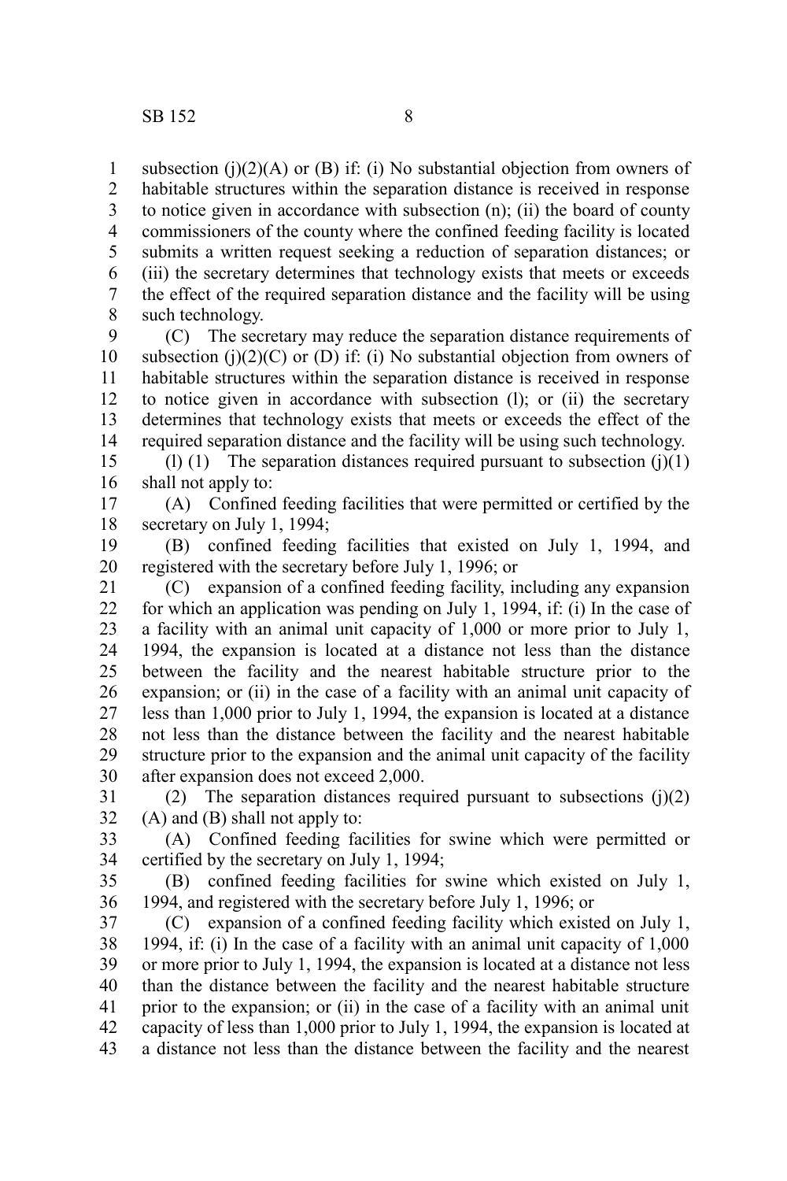subsection (j)(2)(A) or (B) if: (i) No substantial objection from owners of habitable structures within the separation distance is received in response to notice given in accordance with subsection (n); (ii) the board of county commissioners of the county where the confined feeding facility is located submits a written request seeking a reduction of separation distances; or (iii) the secretary determines that technology exists that meets or exceeds the effect of the required separation distance and the facility will be using such technology.

(C) The secretary may reduce the separation distance requirements of subsection (j)(2)(C) or (D) if: (i) No substantial objection from owners of habitable structures within the separation distance is received in response to notice given in accordance with subsection (l); or (ii) the secretary determines that technology exists that meets or exceeds the effect of the required separation distance and the facility will be using such technology.

(l) (1) The separation distances required pursuant to subsection (j)(1) shall not apply to:

(A) Confined feeding facilities that were permitted or certified by the secretary on July 1, 1994;

(B) confined feeding facilities that existed on July 1, 1994, and registered with the secretary before July 1, 1996; or

(C) expansion of a confined feeding facility, including any expansion for which an application was pending on July 1, 1994, if: (i) In the case of a facility with an animal unit capacity of 1,000 or more prior to July 1, 1994, the expansion is located at a distance not less than the distance between the facility and the nearest habitable structure prior to the expansion; or (ii) in the case of a facility with an animal unit capacity of less than 1,000 prior to July 1, 1994, the expansion is located at a distance not less than the distance between the facility and the nearest habitable structure prior to the expansion and the animal unit capacity of the facility after expansion does not exceed 2,000.

(2) The separation distances required pursuant to subsections (j)(2) (A) and (B) shall not apply to:

(A) Confined feeding facilities for swine which were permitted or certified by the secretary on July 1, 1994;

(B) confined feeding facilities for swine which existed on July 1, 1994, and registered with the secretary before July 1, 1996; or

(C) expansion of a confined feeding facility which existed on July 1, 1994, if: (i) In the case of a facility with an animal unit capacity of 1,000 or more prior to July 1, 1994, the expansion is located at a distance not less than the distance between the facility and the nearest habitable structure prior to the expansion; or (ii) in the case of a facility with an animal unit capacity of less than 1,000 prior to July 1, 1994, the expansion is located at a distance not less than the distance between the facility and the nearest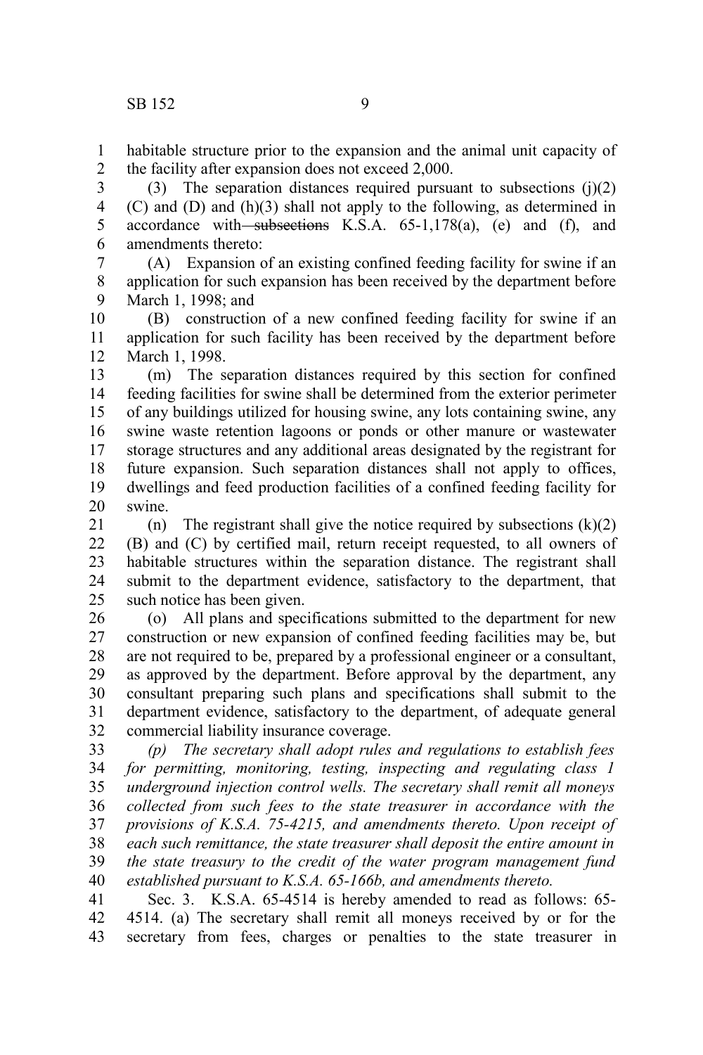habitable structure prior to the expansion and the animal unit capacity of the facility after expansion does not exceed 2,000.

(3) The separation distances required pursuant to subsections (j)(2)(C) and (D) and (h)(3) shall not apply to the following, as determined in accordance with ~~subsections~~ K.S.A. 65-1,178(a), (e) and (f), and amendments thereto:

(A) Expansion of an existing confined feeding facility for swine if an application for such expansion has been received by the department before March 1, 1998; and

(B) construction of a new confined feeding facility for swine if an application for such facility has been received by the department before March 1, 1998.

(m) The separation distances required by this section for confined feeding facilities for swine shall be determined from the exterior perimeter of any buildings utilized for housing swine, any lots containing swine, any swine waste retention lagoons or ponds or other manure or wastewater storage structures and any additional areas designated by the registrant for future expansion. Such separation distances shall not apply to offices, dwellings and feed production facilities of a confined feeding facility for swine.

(n) The registrant shall give the notice required by subsections (k)(2)(B) and (C) by certified mail, return receipt requested, to all owners of habitable structures within the separation distance. The registrant shall submit to the department evidence, satisfactory to the department, that such notice has been given.

(o) All plans and specifications submitted to the department for new construction or new expansion of confined feeding facilities may be, but are not required to be, prepared by a professional engineer or a consultant, as approved by the department. Before approval by the department, any consultant preparing such plans and specifications shall submit to the department evidence, satisfactory to the department, of adequate general commercial liability insurance coverage.

*(p) The secretary shall adopt rules and regulations to establish fees for permitting, monitoring, testing, inspecting and regulating class 1 underground injection control wells. The secretary shall remit all moneys collected from such fees to the state treasurer in accordance with the provisions of K.S.A. 75-4215, and amendments thereto. Upon receipt of each such remittance, the state treasurer shall deposit the entire amount in the state treasury to the credit of the water program management fund established pursuant to K.S.A. 65-166b, and amendments thereto.*

Sec. 3. K.S.A. 65-4514 is hereby amended to read as follows: 65-4514. (a) The secretary shall remit all moneys received by or for the secretary from fees, charges or penalties to the state treasurer in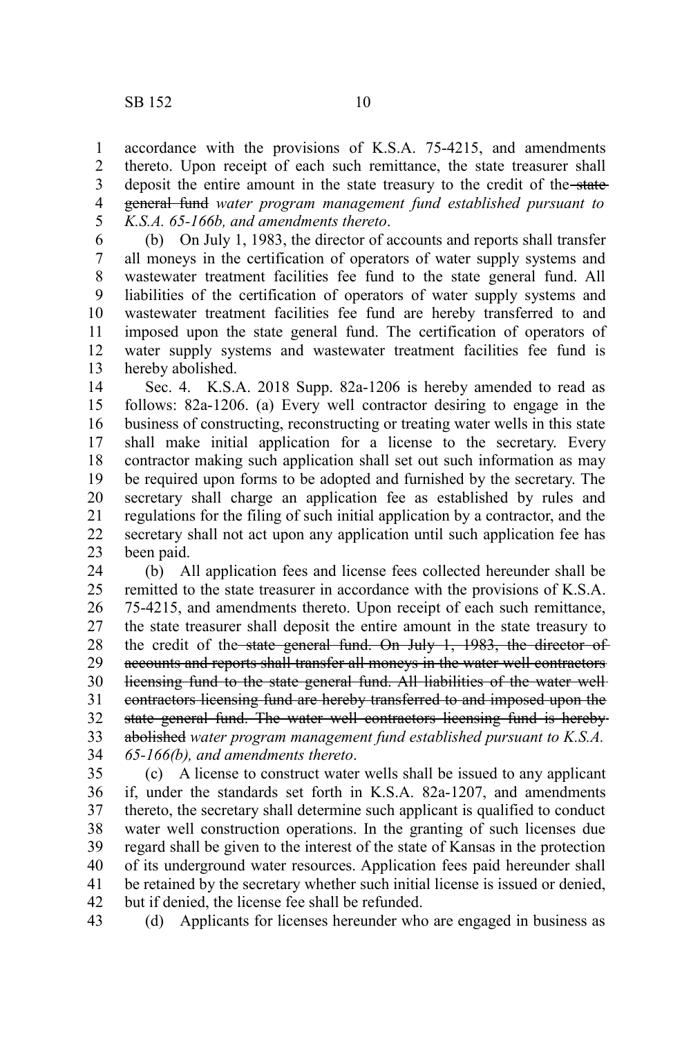accordance with the provisions of K.S.A. 75-4215, and amendments thereto. Upon receipt of each such remittance, the state treasurer shall deposit the entire amount in the state treasury to the credit of the ~~state general fund~~ *water program management fund established pursuant to K.S.A. 65-166b, and amendments thereto*.

(b) On July 1, 1983, the director of accounts and reports shall transfer all moneys in the certification of operators of water supply systems and wastewater treatment facilities fee fund to the state general fund. All liabilities of the certification of operators of water supply systems and wastewater treatment facilities fee fund are hereby transferred to and imposed upon the state general fund. The certification of operators of water supply systems and wastewater treatment facilities fee fund is hereby abolished.

Sec. 4. K.S.A. 2018 Supp. 82a-1206 is hereby amended to read as follows: 82a-1206. (a) Every well contractor desiring to engage in the business of constructing, reconstructing or treating water wells in this state shall make initial application for a license to the secretary. Every contractor making such application shall set out such information as may be required upon forms to be adopted and furnished by the secretary. The secretary shall charge an application fee as established by rules and regulations for the filing of such initial application by a contractor, and the secretary shall not act upon any application until such application fee has been paid.

(b) All application fees and license fees collected hereunder shall be remitted to the state treasurer in accordance with the provisions of K.S.A. 75-4215, and amendments thereto. Upon receipt of each such remittance, the state treasurer shall deposit the entire amount in the state treasury to the credit of the ~~state general fund. On July 1, 1983, the director of accounts and reports shall transfer all moneys in the water well contractors licensing fund to the state general fund. All liabilities of the water well contractors licensing fund are hereby transferred to and imposed upon the state general fund. The water well contractors licensing fund is hereby abolished~~ *water program management fund established pursuant to K.S.A. 65-166(b), and amendments thereto*.

(c) A license to construct water wells shall be issued to any applicant if, under the standards set forth in K.S.A. 82a-1207, and amendments thereto, the secretary shall determine such applicant is qualified to conduct water well construction operations. In the granting of such licenses due regard shall be given to the interest of the state of Kansas in the protection of its underground water resources. Application fees paid hereunder shall be retained by the secretary whether such initial license is issued or denied, but if denied, the license fee shall be refunded.

(d) Applicants for licenses hereunder who are engaged in business as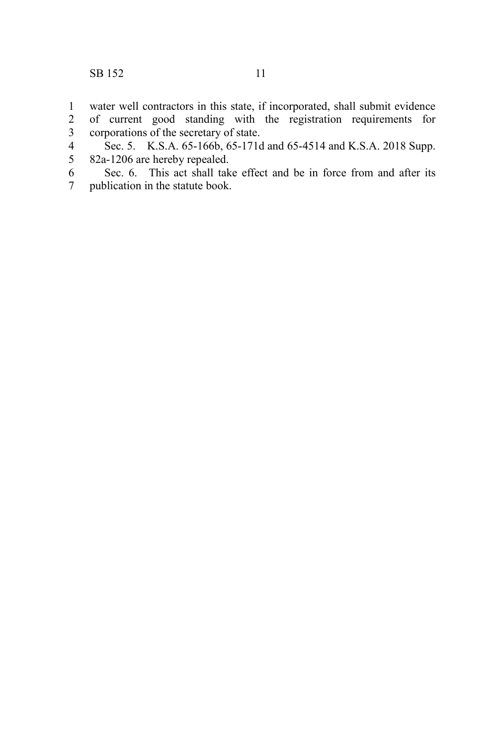water well contractors in this state, if incorporated, shall submit evidence of current good standing with the registration requirements for corporations of the secretary of state.

Sec. 5. K.S.A. 65-166b, 65-171d and 65-4514 and K.S.A. 2018 Supp. 82a-1206 are hereby repealed.

Sec. 6. This act shall take effect and be in force from and after its publication in the statute book.